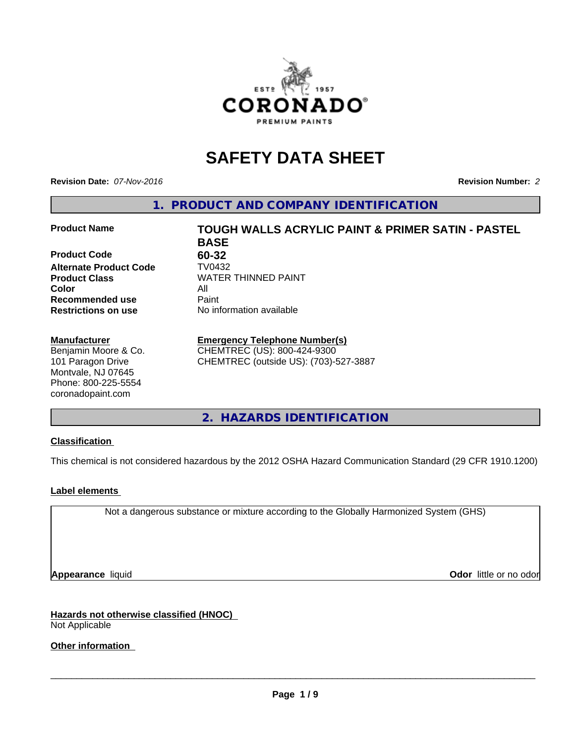# SAFETY DATA SHEET

**Revision Date:** *07-Nov-2016*

**Revision Number:** *2*

## 1. PRODUCT AND COMPANY IDENTIFICATION

| | |
|---|---|
| **Product Name** | **TOUGH WALLS ACRYLIC PAINT & PRIMER SATIN - PASTEL BASE** |
| **Product Code** | **60-32** |
| **Alternate Product Code** | TV0432 |
| **Product Class** | WATER THINNED PAINT |
| **Color** | All |
| **Recommended use** | Paint |
| **Restrictions on use** | No information available |

**Manufacturer**
Benjamin Moore & Co.
101 Paragon Drive
Montvale, NJ 07645
Phone: 800-225-5554
coronadopaint.com

**Emergency Telephone Number(s)**
CHEMTREC (US): 800-424-9300
CHEMTREC (outside US): (703)-527-3887

## 2. HAZARDS IDENTIFICATION

### Classification

This chemical is not considered hazardous by the 2012 OSHA Hazard Communication Standard (29 CFR 1910.1200)

### Label elements

Not a dangerous substance or mixture according to the Globally Harmonized System (GHS)

**Appearance** liquid

**Odor** little or no odor

### Hazards not otherwise classified (HNOC)

Not Applicable

### Other information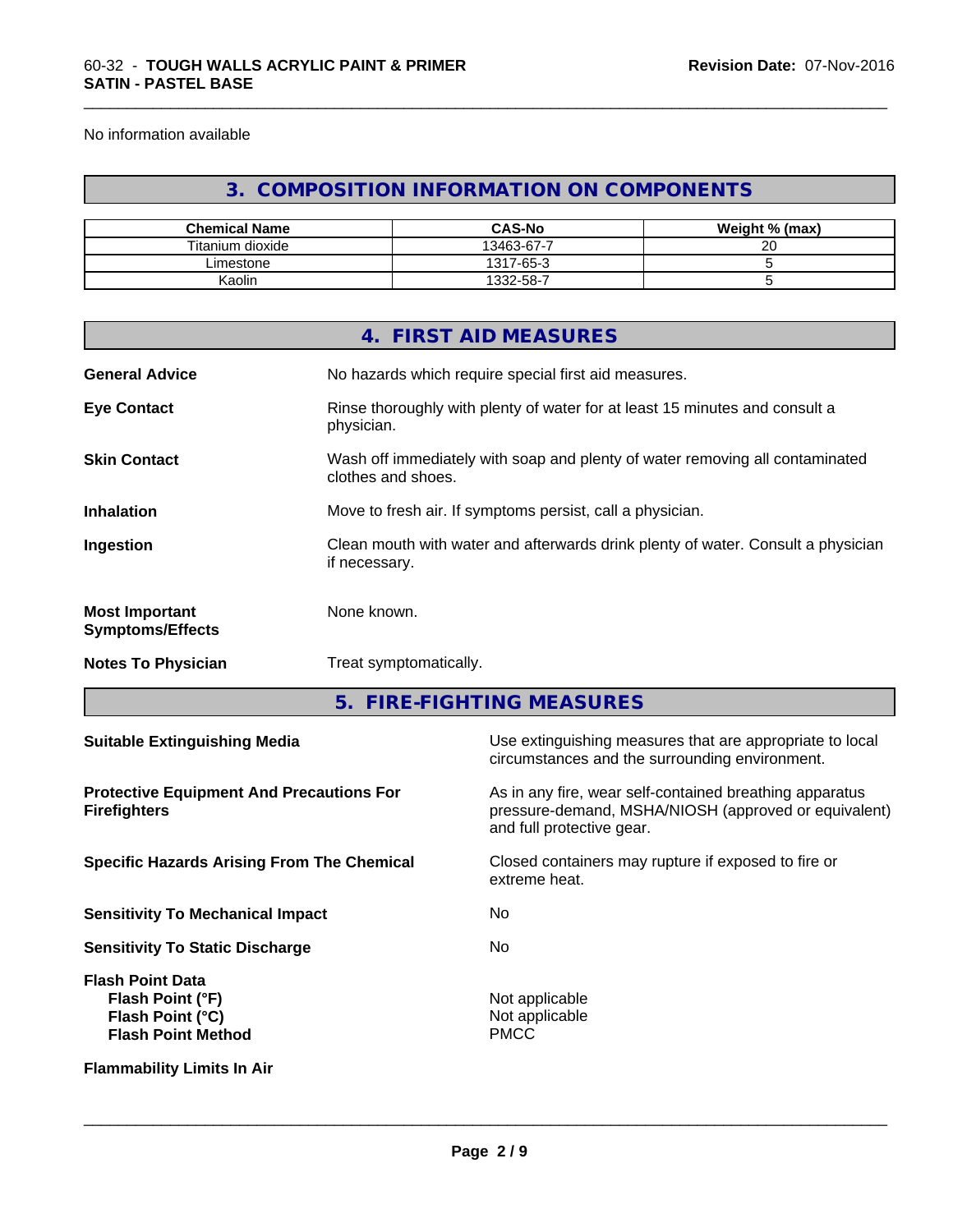No information available

## 3. COMPOSITION INFORMATION ON COMPONENTS

| Chemical Name | CAS-No | Weight % (max) |
|---|---|---|
| Titanium dioxide | 13463-67-7 | 20 |
| Limestone | 1317-65-3 | 5 |
| Kaolin | 1332-58-7 | 5 |

## 4. FIRST AID MEASURES

**General Advice**
No hazards which require special first aid measures.

**Eye Contact**
Rinse thoroughly with plenty of water for at least 15 minutes and consult a physician.

**Skin Contact**
Wash off immediately with soap and plenty of water removing all contaminated clothes and shoes.

**Inhalation**
Move to fresh air. If symptoms persist, call a physician.

**Ingestion**
Clean mouth with water and afterwards drink plenty of water. Consult a physician if necessary.

**Most Important Symptoms/Effects**
None known.

**Notes To Physician**
Treat symptomatically.

## 5. FIRE-FIGHTING MEASURES

**Suitable Extinguishing Media**
Use extinguishing measures that are appropriate to local circumstances and the surrounding environment.

**Protective Equipment And Precautions For Firefighters**
As in any fire, wear self-contained breathing apparatus pressure-demand, MSHA/NIOSH (approved or equivalent) and full protective gear.

**Specific Hazards Arising From The Chemical**
Closed containers may rupture if exposed to fire or extreme heat.

**Sensitivity To Mechanical Impact**
No

**Sensitivity To Static Discharge**
No

**Flash Point Data**
- **Flash Point (°F)**: Not applicable
- **Flash Point (°C)**: Not applicable
- **Flash Point Method**: PMCC

**Flammability Limits In Air**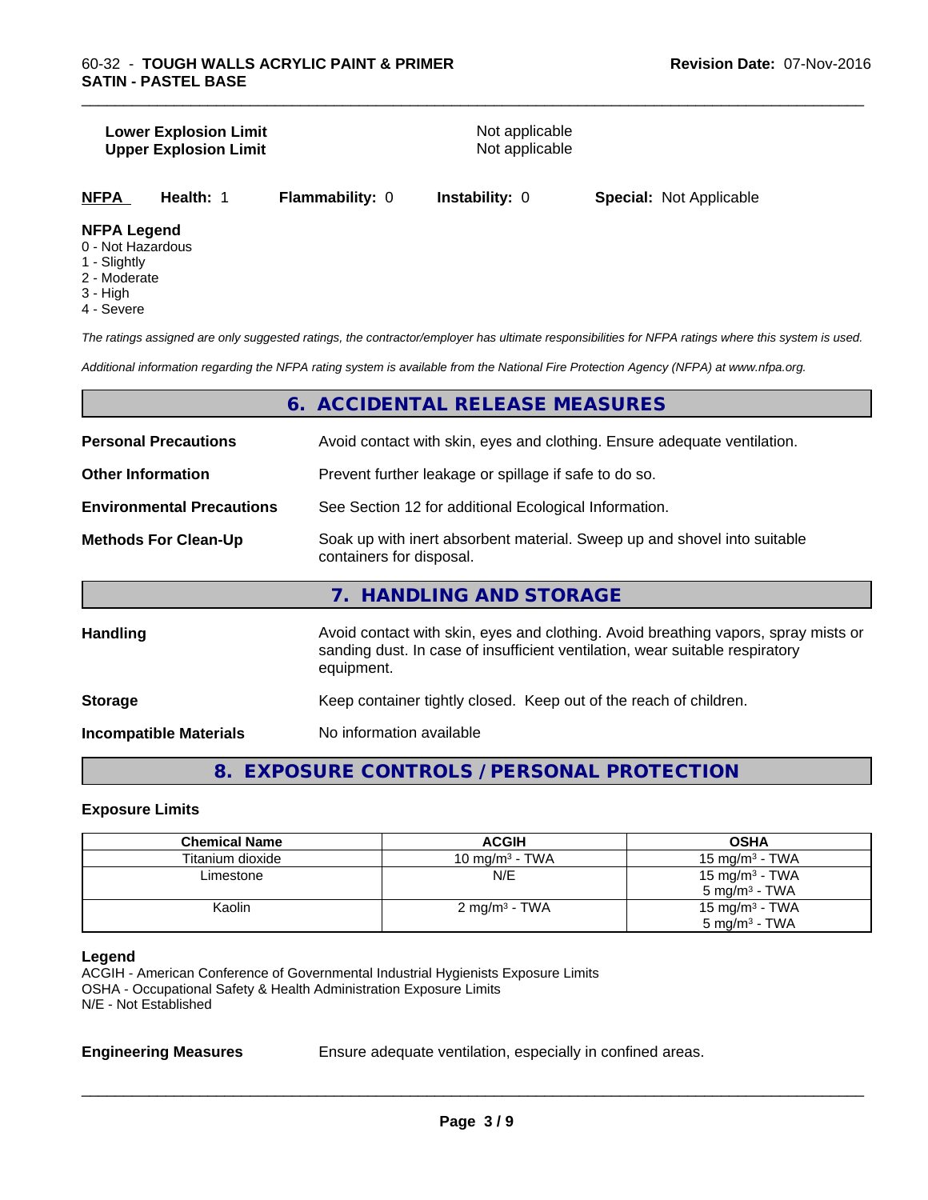| | |
|---|---|
| **Lower Explosion Limit** | Not applicable |
| **Upper Explosion Limit** | Not applicable |

**NFPA** **Health:** 1 **Flammability:** 0 **Instability:** 0 **Special:** Not Applicable

**NFPA Legend**

0 - Not Hazardous
1 - Slightly
2 - Moderate
3 - High
4 - Severe

*The ratings assigned are only suggested ratings, the contractor/employer has ultimate responsibilities for NFPA ratings where this system is used.*

*Additional information regarding the NFPA rating system is available from the National Fire Protection Agency (NFPA) at www.nfpa.org.*

## 6. ACCIDENTAL RELEASE MEASURES

| | |
|---|---|
| **Personal Precautions** | Avoid contact with skin, eyes and clothing. Ensure adequate ventilation. |
| **Other Information** | Prevent further leakage or spillage if safe to do so. |
| **Environmental Precautions** | See Section 12 for additional Ecological Information. |
| **Methods For Clean-Up** | Soak up with inert absorbent material. Sweep up and shovel into suitable containers for disposal. |

## 7. HANDLING AND STORAGE

| | |
|---|---|
| **Handling** | Avoid contact with skin, eyes and clothing. Avoid breathing vapors, spray mists or sanding dust. In case of insufficient ventilation, wear suitable respiratory equipment. |
| **Storage** | Keep container tightly closed. Keep out of the reach of children. |
| **Incompatible Materials** | No information available |

## 8. EXPOSURE CONTROLS / PERSONAL PROTECTION

### Exposure Limits

| Chemical Name | ACGIH | OSHA |
|---|---|---|
| Titanium dioxide | 10 mg/m³ - TWA | 15 mg/m³ - TWA |
| Limestone | N/E | 15 mg/m³ - TWA<br>5 mg/m³ - TWA |
| Kaolin | 2 mg/m³ - TWA | 15 mg/m³ - TWA<br>5 mg/m³ - TWA |

**Legend**

ACGIH - American Conference of Governmental Industrial Hygienists Exposure Limits
OSHA - Occupational Safety & Health Administration Exposure Limits
N/E - Not Established

| | |
|---|---|
| **Engineering Measures** | Ensure adequate ventilation, especially in confined areas. |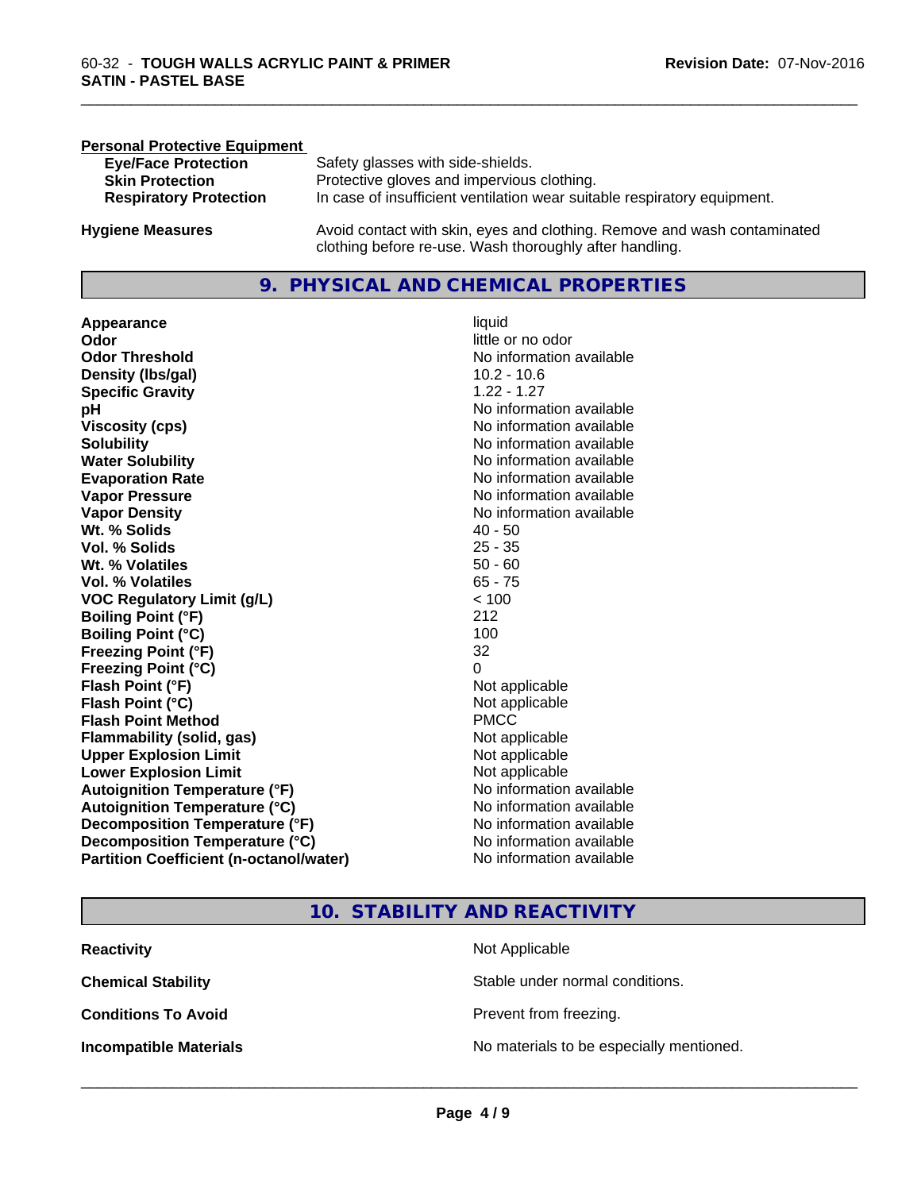**Personal Protective Equipment**

| | |
|---|---|
| **Eye/Face Protection** | Safety glasses with side-shields. |
| **Skin Protection** | Protective gloves and impervious clothing. |
| **Respiratory Protection** | In case of insufficient ventilation wear suitable respiratory equipment. |

**Hygiene Measures** — Avoid contact with skin, eyes and clothing. Remove and wash contaminated clothing before re-use. Wash thoroughly after handling.

## 9. PHYSICAL AND CHEMICAL PROPERTIES

| | |
|---|---|
| **Appearance** | liquid |
| **Odor** | little or no odor |
| **Odor Threshold** | No information available |
| **Density (lbs/gal)** | 10.2 - 10.6 |
| **Specific Gravity** | 1.22 - 1.27 |
| **pH** | No information available |
| **Viscosity (cps)** | No information available |
| **Solubility** | No information available |
| **Water Solubility** | No information available |
| **Evaporation Rate** | No information available |
| **Vapor Pressure** | No information available |
| **Vapor Density** | No information available |
| **Wt. % Solids** | 40 - 50 |
| **Vol. % Solids** | 25 - 35 |
| **Wt. % Volatiles** | 50 - 60 |
| **Vol. % Volatiles** | 65 - 75 |
| **VOC Regulatory Limit (g/L)** | < 100 |
| **Boiling Point (°F)** | 212 |
| **Boiling Point (°C)** | 100 |
| **Freezing Point (°F)** | 32 |
| **Freezing Point (°C)** | 0 |
| **Flash Point (°F)** | Not applicable |
| **Flash Point (°C)** | Not applicable |
| **Flash Point Method** | PMCC |
| **Flammability (solid, gas)** | Not applicable |
| **Upper Explosion Limit** | Not applicable |
| **Lower Explosion Limit** | Not applicable |
| **Autoignition Temperature (°F)** | No information available |
| **Autoignition Temperature (°C)** | No information available |
| **Decomposition Temperature (°F)** | No information available |
| **Decomposition Temperature (°C)** | No information available |
| **Partition Coefficient (n-octanol/water)** | No information available |

## 10. STABILITY AND REACTIVITY

| | |
|---|---|
| **Reactivity** | Not Applicable |
| **Chemical Stability** | Stable under normal conditions. |
| **Conditions To Avoid** | Prevent from freezing. |
| **Incompatible Materials** | No materials to be especially mentioned. |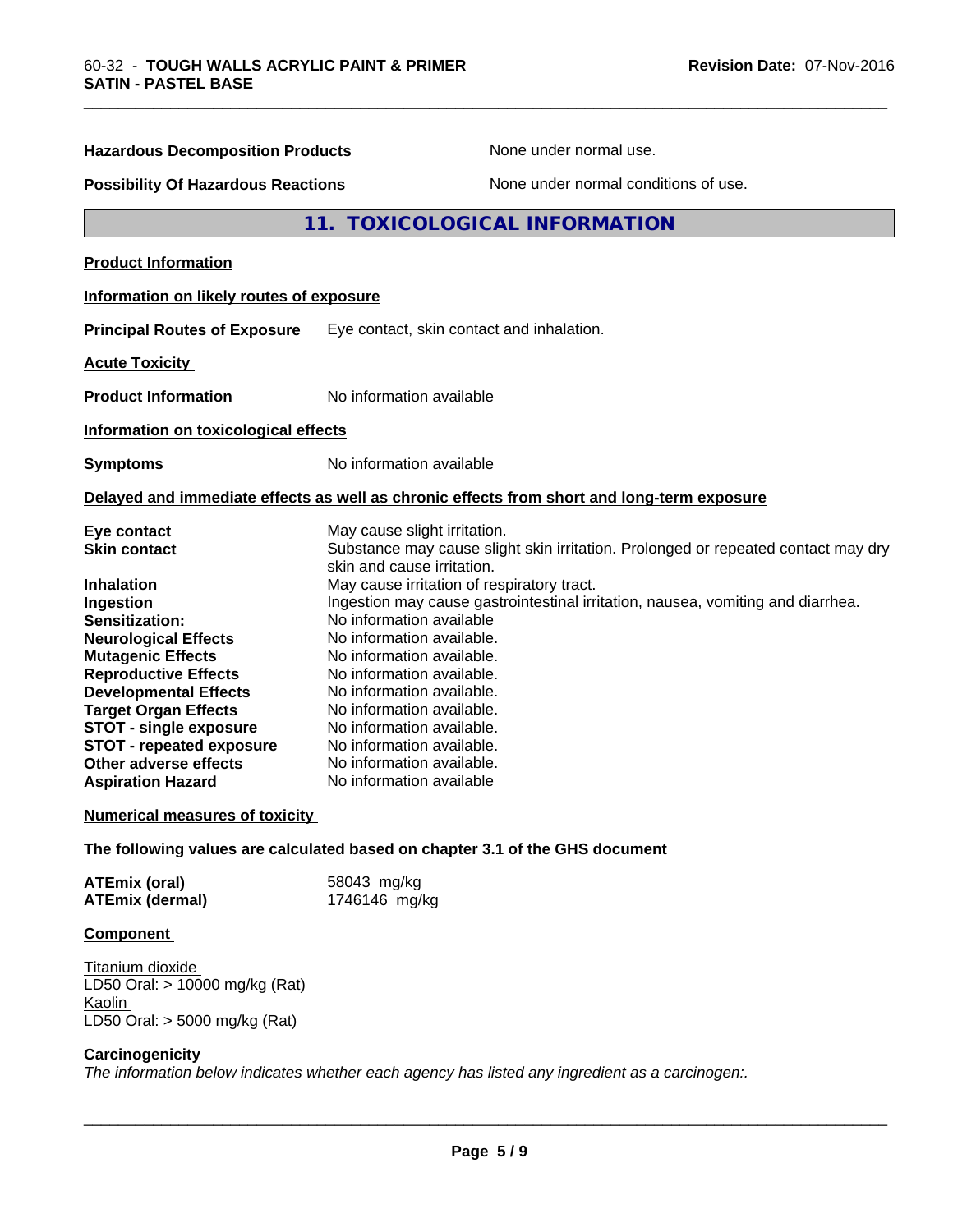**Hazardous Decomposition Products** None under normal use.

**Possibility Of Hazardous Reactions** None under normal conditions of use.

## 11. TOXICOLOGICAL INFORMATION

**Product Information**

**Information on likely routes of exposure**

**Principal Routes of Exposure** Eye contact, skin contact and inhalation.

**Acute Toxicity**

**Product Information** No information available

**Information on toxicological effects**

**Symptoms** No information available

**Delayed and immediate effects as well as chronic effects from short and long-term exposure**

| | |
|---|---|
| **Eye contact** | May cause slight irritation. |
| **Skin contact** | Substance may cause slight skin irritation. Prolonged or repeated contact may dry skin and cause irritation. |
| **Inhalation** | May cause irritation of respiratory tract. |
| **Ingestion** | Ingestion may cause gastrointestinal irritation, nausea, vomiting and diarrhea. |
| **Sensitization:** | No information available |
| **Neurological Effects** | No information available. |
| **Mutagenic Effects** | No information available. |
| **Reproductive Effects** | No information available. |
| **Developmental Effects** | No information available. |
| **Target Organ Effects** | No information available. |
| **STOT - single exposure** | No information available. |
| **STOT - repeated exposure** | No information available. |
| **Other adverse effects** | No information available. |
| **Aspiration Hazard** | No information available |

**Numerical measures of toxicity**

**The following values are calculated based on chapter 3.1 of the GHS document**

| | |
|---|---|
| **ATEmix (oral)** | 58043 mg/kg |
| **ATEmix (dermal)** | 1746146 mg/kg |

**Component**

Titanium dioxide
LD50 Oral: > 10000 mg/kg (Rat)
Kaolin
LD50 Oral: > 5000 mg/kg (Rat)

**Carcinogenicity**

*The information below indicates whether each agency has listed any ingredient as a carcinogen:.*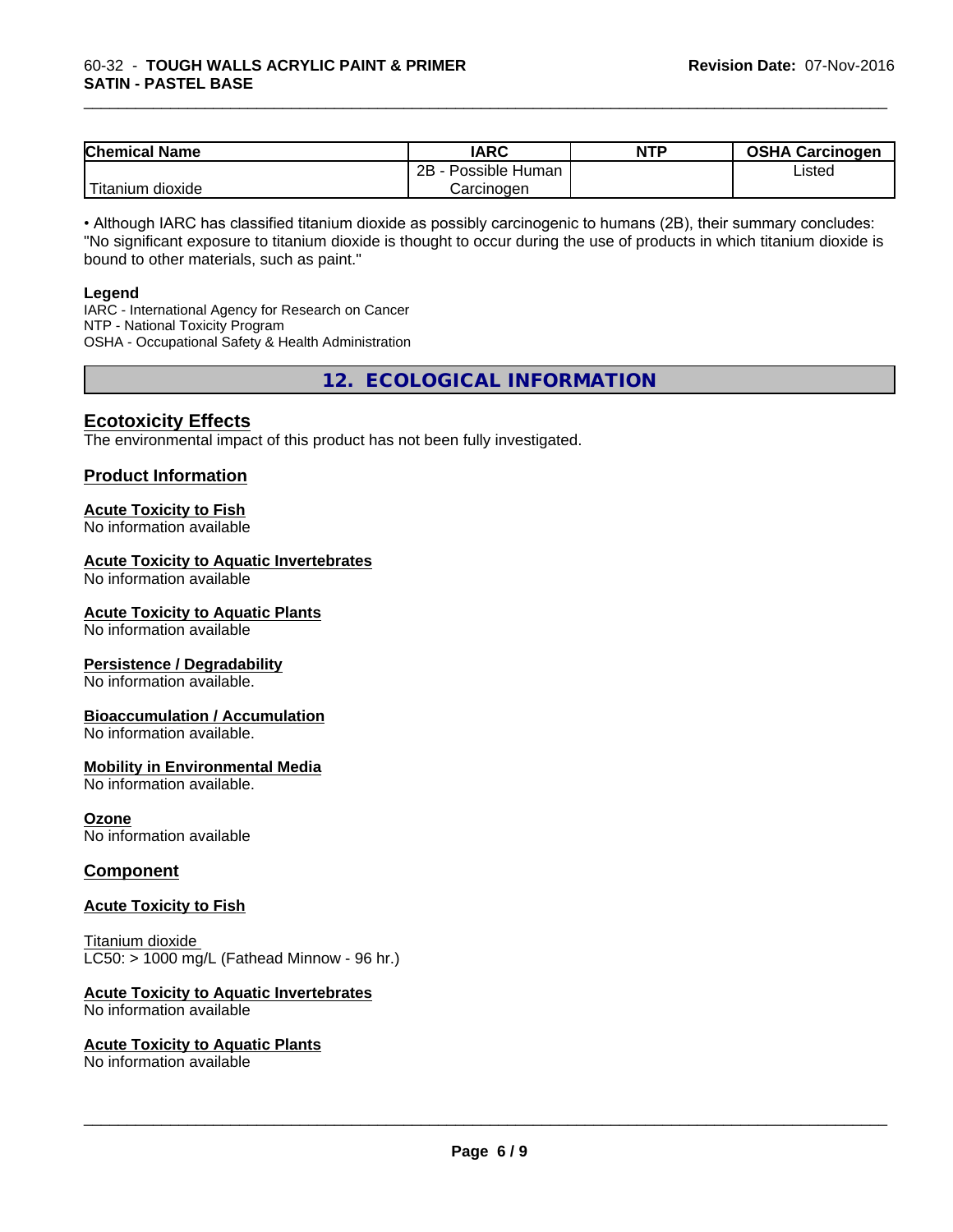| Chemical Name | IARC | NTP | OSHA Carcinogen |
|---|---|---|---|
| Titanium dioxide | 2B - Possible Human Carcinogen | | Listed |

• Although IARC has classified titanium dioxide as possibly carcinogenic to humans (2B), their summary concludes: "No significant exposure to titanium dioxide is thought to occur during the use of products in which titanium dioxide is bound to other materials, such as paint."

**Legend**

IARC - International Agency for Research on Cancer
NTP - National Toxicity Program
OSHA - Occupational Safety & Health Administration

## 12. ECOLOGICAL INFORMATION

### Ecotoxicity Effects

The environmental impact of this product has not been fully investigated.

### Product Information

**Acute Toxicity to Fish**
No information available

**Acute Toxicity to Aquatic Invertebrates**
No information available

**Acute Toxicity to Aquatic Plants**
No information available

**Persistence / Degradability**
No information available.

**Bioaccumulation / Accumulation**
No information available.

**Mobility in Environmental Media**
No information available.

**Ozone**
No information available

### Component

**Acute Toxicity to Fish**

Titanium dioxide
LC50: > 1000 mg/L (Fathead Minnow - 96 hr.)

**Acute Toxicity to Aquatic Invertebrates**
No information available

**Acute Toxicity to Aquatic Plants**
No information available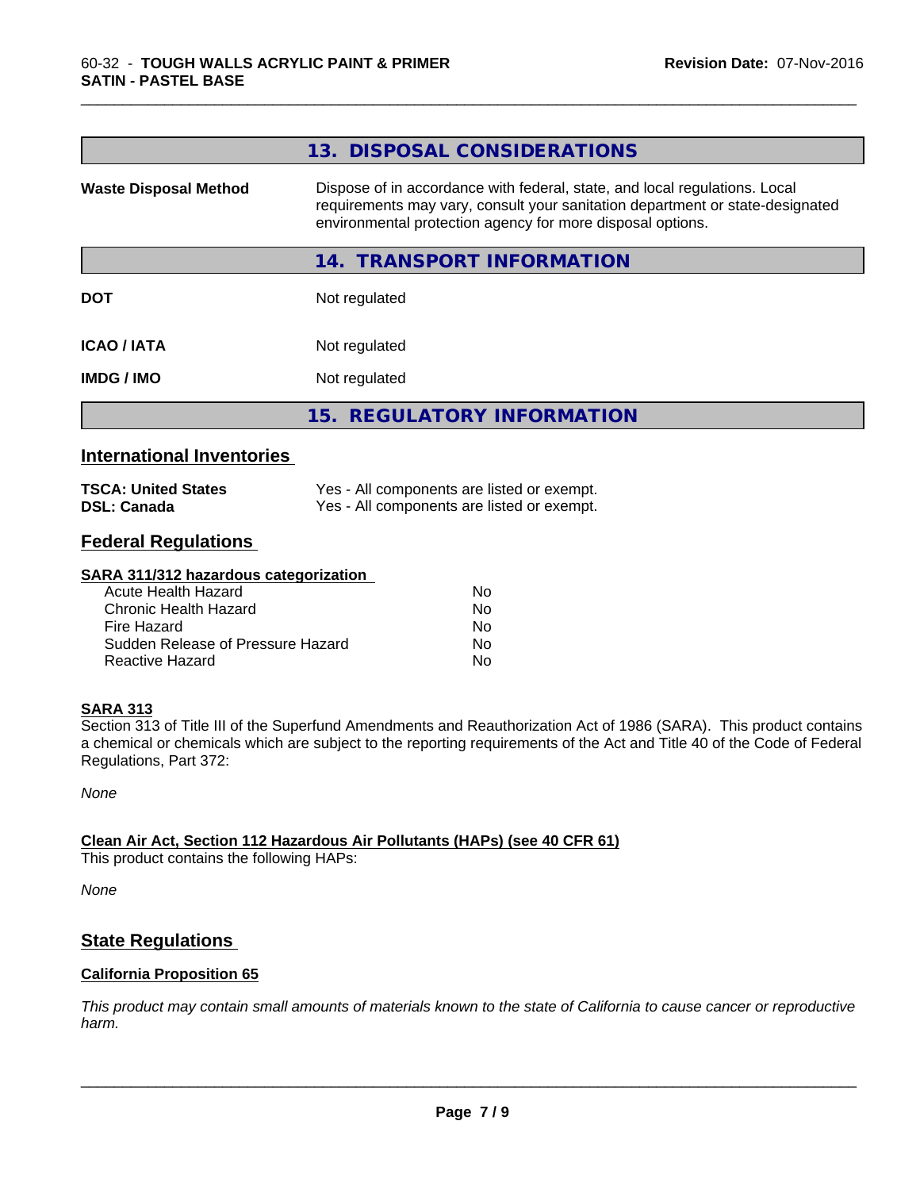## 13. DISPOSAL CONSIDERATIONS

| | |
|---|---|
| **Waste Disposal Method** | Dispose of in accordance with federal, state, and local regulations. Local requirements may vary, consult your sanitation department or state-designated environmental protection agency for more disposal options. |

## 14. TRANSPORT INFORMATION

| | |
|---|---|
| **DOT** | Not regulated |
| **ICAO / IATA** | Not regulated |
| **IMDG / IMO** | Not regulated |

## 15. REGULATORY INFORMATION

### International Inventories

| | |
|---|---|
| **TSCA: United States** | Yes - All components are listed or exempt. |
| **DSL: Canada** | Yes - All components are listed or exempt. |

### Federal Regulations

**SARA 311/312 hazardous categorization**

| | |
|---|---|
| Acute Health Hazard | No |
| Chronic Health Hazard | No |
| Fire Hazard | No |
| Sudden Release of Pressure Hazard | No |
| Reactive Hazard | No |

**SARA 313**

Section 313 of Title III of the Superfund Amendments and Reauthorization Act of 1986 (SARA). This product contains a chemical or chemicals which are subject to the reporting requirements of the Act and Title 40 of the Code of Federal Regulations, Part 372:

*None*

**Clean Air Act, Section 112 Hazardous Air Pollutants (HAPs) (see 40 CFR 61)**

This product contains the following HAPs:

*None*

### State Regulations

**California Proposition 65**

*This product may contain small amounts of materials known to the state of California to cause cancer or reproductive harm.*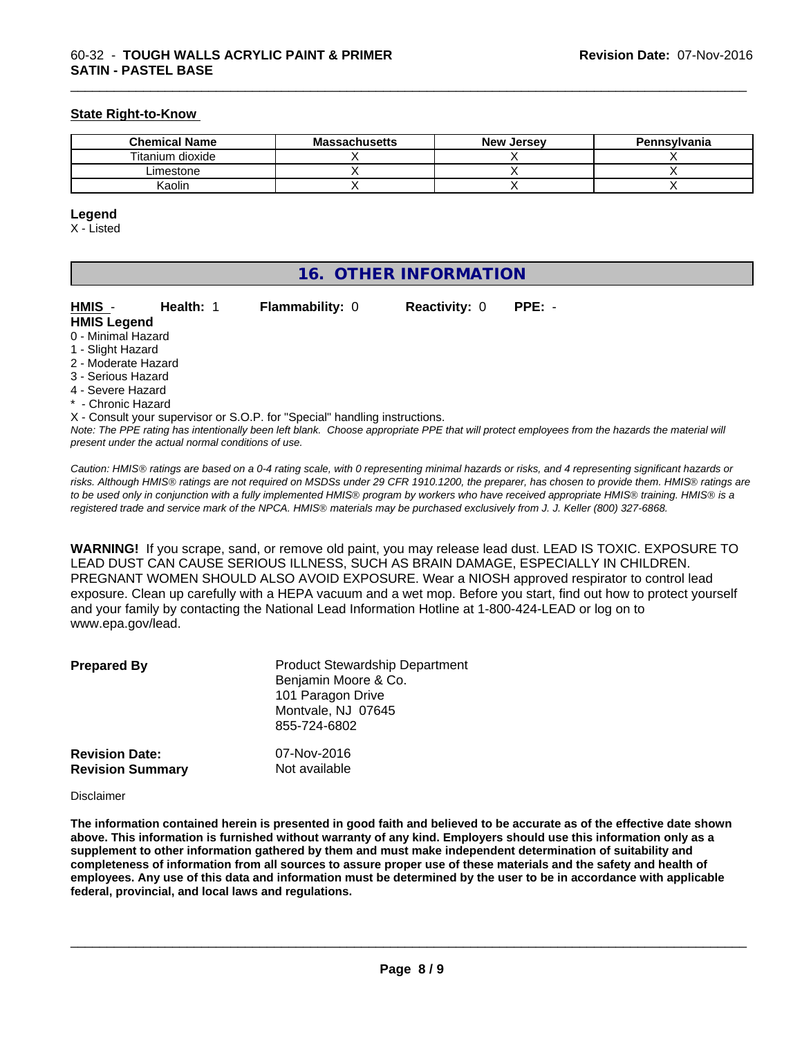### State Right-to-Know

| Chemical Name | Massachusetts | New Jersey | Pennsylvania |
|---|---|---|---|
| Titanium dioxide | X | X | X |
| Limestone | X | X | X |
| Kaolin | X | X | X |

**Legend**

X - Listed

## 16. OTHER INFORMATION

**HMIS** - **Health:** 1 **Flammability:** 0 **Reactivity:** 0 **PPE:** -

**HMIS Legend**

0 - Minimal Hazard
1 - Slight Hazard
2 - Moderate Hazard
3 - Serious Hazard
4 - Severe Hazard
* - Chronic Hazard
X - Consult your supervisor or S.O.P. for "Special" handling instructions.

*Note: The PPE rating has intentionally been left blank. Choose appropriate PPE that will protect employees from the hazards the material will present under the actual normal conditions of use.*

*Caution: HMIS® ratings are based on a 0-4 rating scale, with 0 representing minimal hazards or risks, and 4 representing significant hazards or risks. Although HMIS® ratings are not required on MSDSs under 29 CFR 1910.1200, the preparer, has chosen to provide them. HMIS® ratings are to be used only in conjunction with a fully implemented HMIS® program by workers who have received appropriate HMIS® training. HMIS® is a registered trade and service mark of the NPCA. HMIS® materials may be purchased exclusively from J. J. Keller (800) 327-6868.*

**WARNING!** If you scrape, sand, or remove old paint, you may release lead dust. LEAD IS TOXIC. EXPOSURE TO LEAD DUST CAN CAUSE SERIOUS ILLNESS, SUCH AS BRAIN DAMAGE, ESPECIALLY IN CHILDREN. PREGNANT WOMEN SHOULD ALSO AVOID EXPOSURE. Wear a NIOSH approved respirator to control lead exposure. Clean up carefully with a HEPA vacuum and a wet mop. Before you start, find out how to protect yourself and your family by contacting the National Lead Information Hotline at 1-800-424-LEAD or log on to www.epa.gov/lead.

**Prepared By**

Product Stewardship Department
Benjamin Moore & Co.
101 Paragon Drive
Montvale, NJ 07645
855-724-6802

**Revision Date:** 07-Nov-2016

**Revision Summary** Not available

Disclaimer

**The information contained herein is presented in good faith and believed to be accurate as of the effective date shown above. This information is furnished without warranty of any kind. Employers should use this information only as a supplement to other information gathered by them and must make independent determination of suitability and completeness of information from all sources to assure proper use of these materials and the safety and health of employees. Any use of this data and information must be determined by the user to be in accordance with applicable federal, provincial, and local laws and regulations.**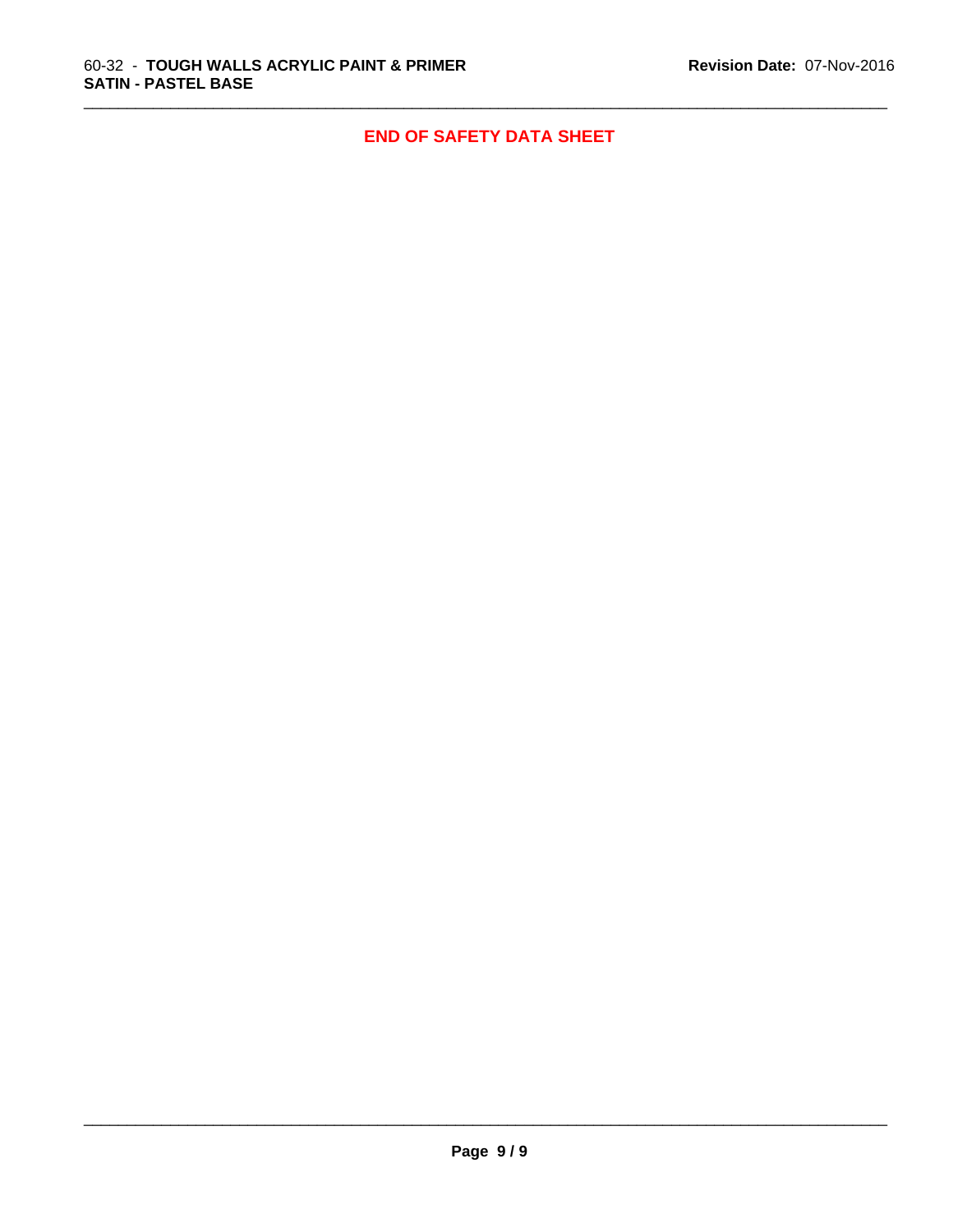**END OF SAFETY DATA SHEET**